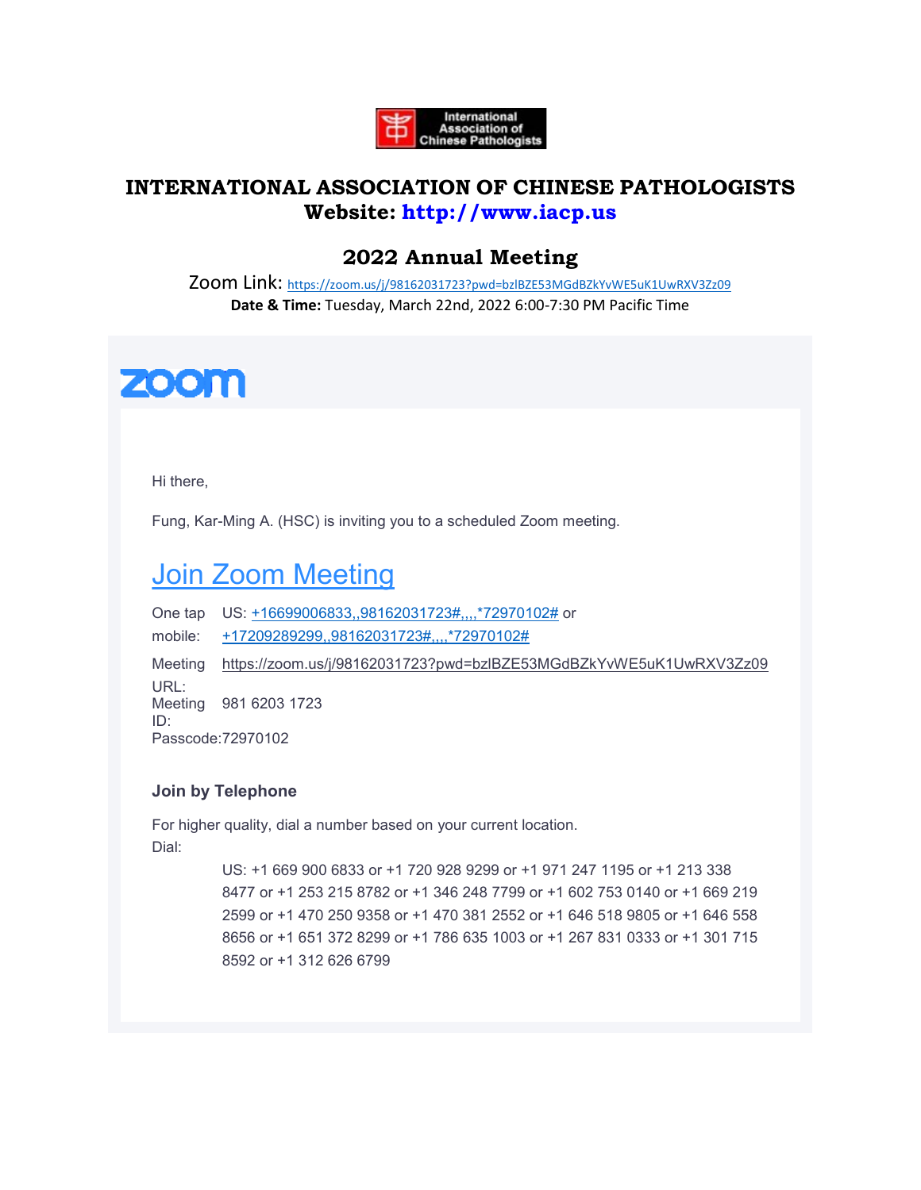International Association of Chinese Pathologists

# INTERNATIONAL ASSOCIATION OF CHINESE PATHOLOGISTS

**Website: http://www.iacp.us**

## 2022 Annual Meeting

Zoom Link: https://zoom.us/j/98162031723?pwd=bzlBZE53MGdBZkYvWE5uK1UwRXV3Zz09

**Date & Time:** Tuesday, March 22nd, 2022 6:00-7:30 PM Pacific Time

zoom

Hi there,

Fung, Kar-Ming A. (HSC) is inviting you to a scheduled Zoom meeting.

## Join Zoom Meeting

One tap mobile: US: +16699006833,,98162031723#,,,,*72970102# or +17209289299,,98162031723#,,,,*72970102#

Meeting URL: https://zoom.us/j/98162031723?pwd=bzlBZE53MGdBZkYvWE5uK1UwRXV3Zz09

Meeting ID: 981 6203 1723

Passcode:72970102

### Join by Telephone

For higher quality, dial a number based on your current location.

Dial:

US: +1 669 900 6833 or +1 720 928 9299 or +1 971 247 1195 or +1 213 338 8477 or +1 253 215 8782 or +1 346 248 7799 or +1 602 753 0140 or +1 669 219 2599 or +1 470 250 9358 or +1 470 381 2552 or +1 646 518 9805 or +1 646 558 8656 or +1 651 372 8299 or +1 786 635 1003 or +1 267 831 0333 or +1 301 715 8592 or +1 312 626 6799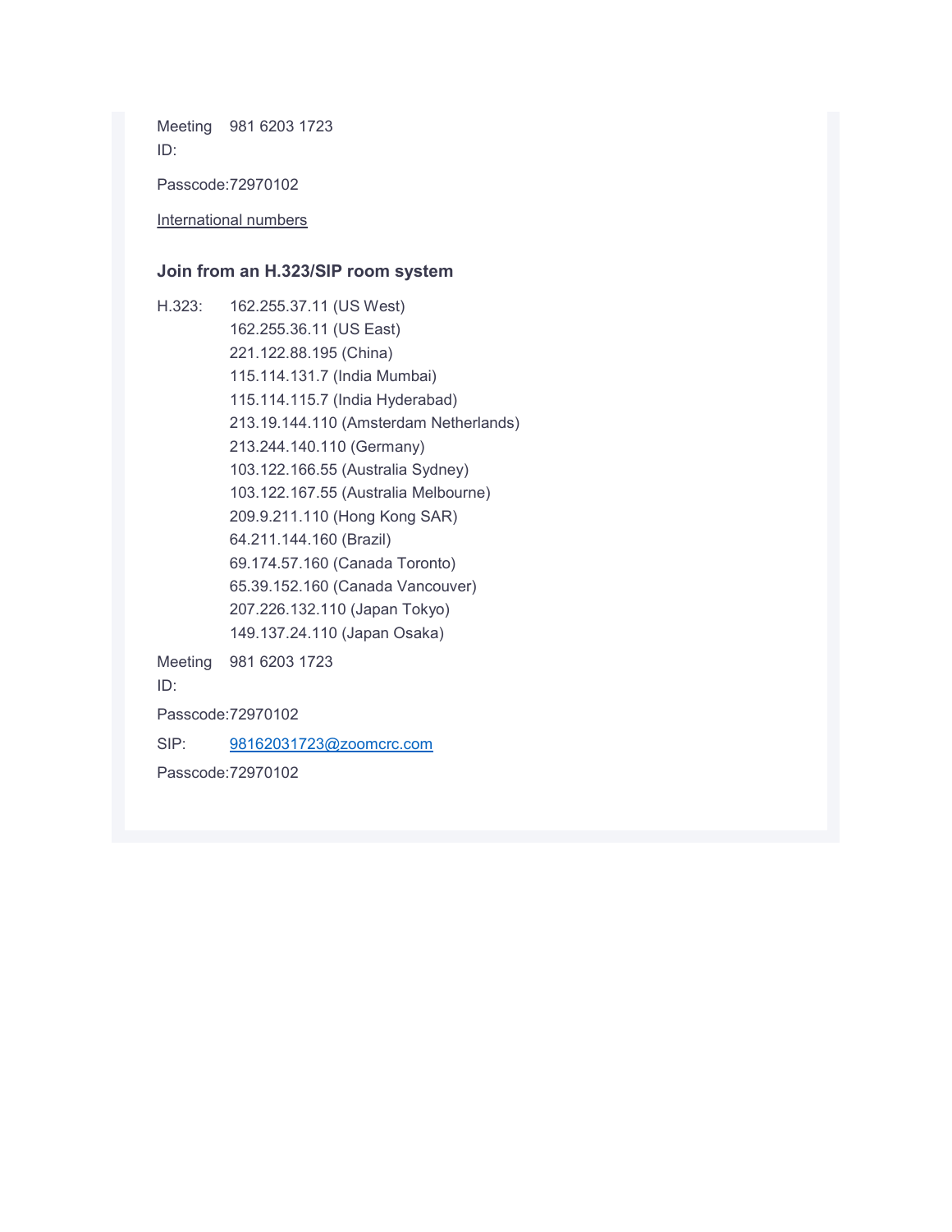Meeting ID: 981 6203 1723

Passcode:72970102

International numbers

### Join from an H.323/SIP room system

H.323: 162.255.37.11 (US West)
162.255.36.11 (US East)
221.122.88.195 (China)
115.114.131.7 (India Mumbai)
115.114.115.7 (India Hyderabad)
213.19.144.110 (Amsterdam Netherlands)
213.244.140.110 (Germany)
103.122.166.55 (Australia Sydney)
103.122.167.55 (Australia Melbourne)
209.9.211.110 (Hong Kong SAR)
64.211.144.160 (Brazil)
69.174.57.160 (Canada Toronto)
65.39.152.160 (Canada Vancouver)
207.226.132.110 (Japan Tokyo)
149.137.24.110 (Japan Osaka)

Meeting ID: 981 6203 1723

Passcode:72970102

SIP: 98162031723@zoomcrc.com

Passcode:72970102